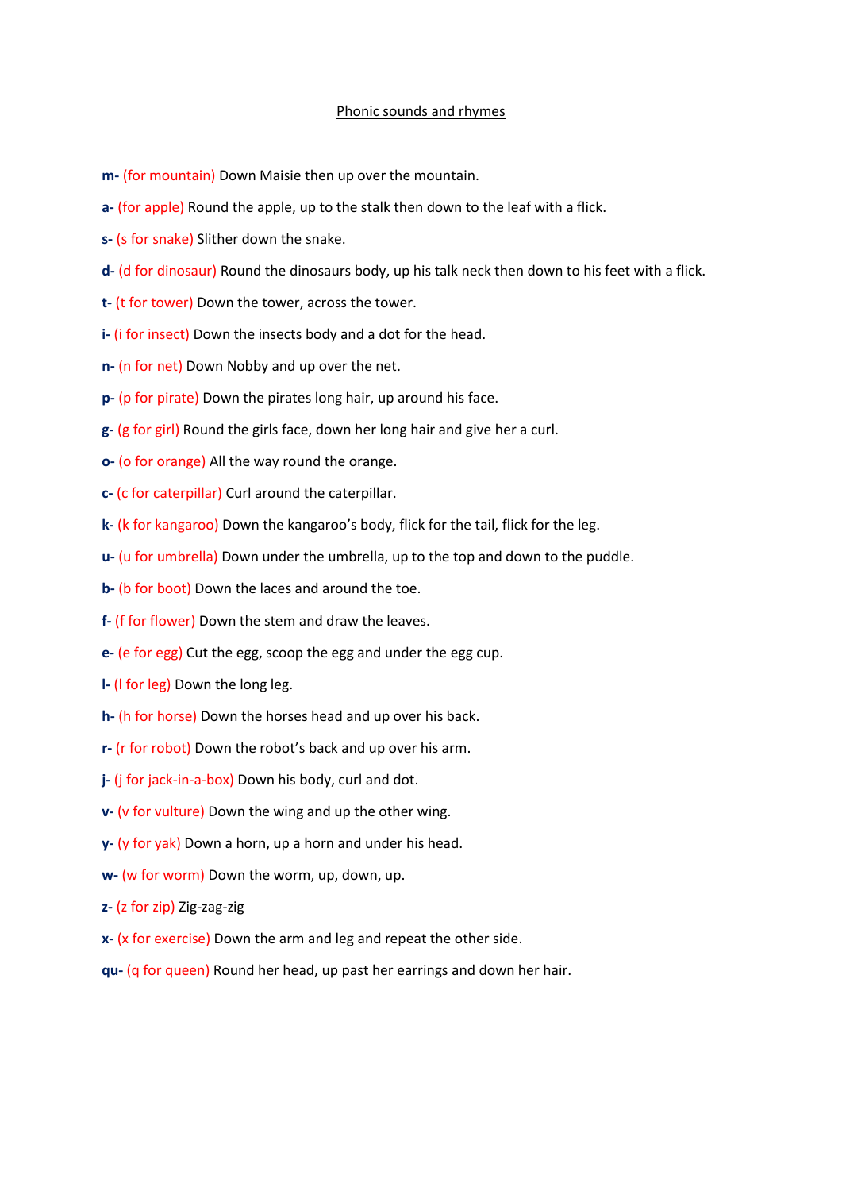Phonic sounds and rhymes

**m-** (for mountain) Down Maisie then up over the mountain.

**a-** (for apple) Round the apple, up to the stalk then down to the leaf with a flick.

**s-** (s for snake) Slither down the snake.

**d-** (d for dinosaur) Round the dinosaurs body, up his talk neck then down to his feet with a flick.

**t-** (t for tower) Down the tower, across the tower.

**i-** (i for insect) Down the insects body and a dot for the head.

**n-** (n for net) Down Nobby and up over the net.

**p-** (p for pirate) Down the pirates long hair, up around his face.

**g-** (g for girl) Round the girls face, down her long hair and give her a curl.

**o-** (o for orange) All the way round the orange.

**c-** (c for caterpillar) Curl around the caterpillar.

**k-** (k for kangaroo) Down the kangaroo's body, flick for the tail, flick for the leg.

**u-** (u for umbrella) Down under the umbrella, up to the top and down to the puddle.

**b-** (b for boot) Down the laces and around the toe.

**f-** (f for flower) Down the stem and draw the leaves.

**e-** (e for egg) Cut the egg, scoop the egg and under the egg cup.

**l-** (l for leg) Down the long leg.

**h-** (h for horse) Down the horses head and up over his back.

**r-** (r for robot) Down the robot's back and up over his arm.

**j-** (j for jack-in-a-box) Down his body, curl and dot.

**v-** (v for vulture) Down the wing and up the other wing.

**y-** (y for yak) Down a horn, up a horn and under his head.

**w-** (w for worm) Down the worm, up, down, up.

**z-** (z for zip) Zig-zag-zig

**x-** (x for exercise) Down the arm and leg and repeat the other side.

**qu-** (q for queen) Round her head, up past her earrings and down her hair.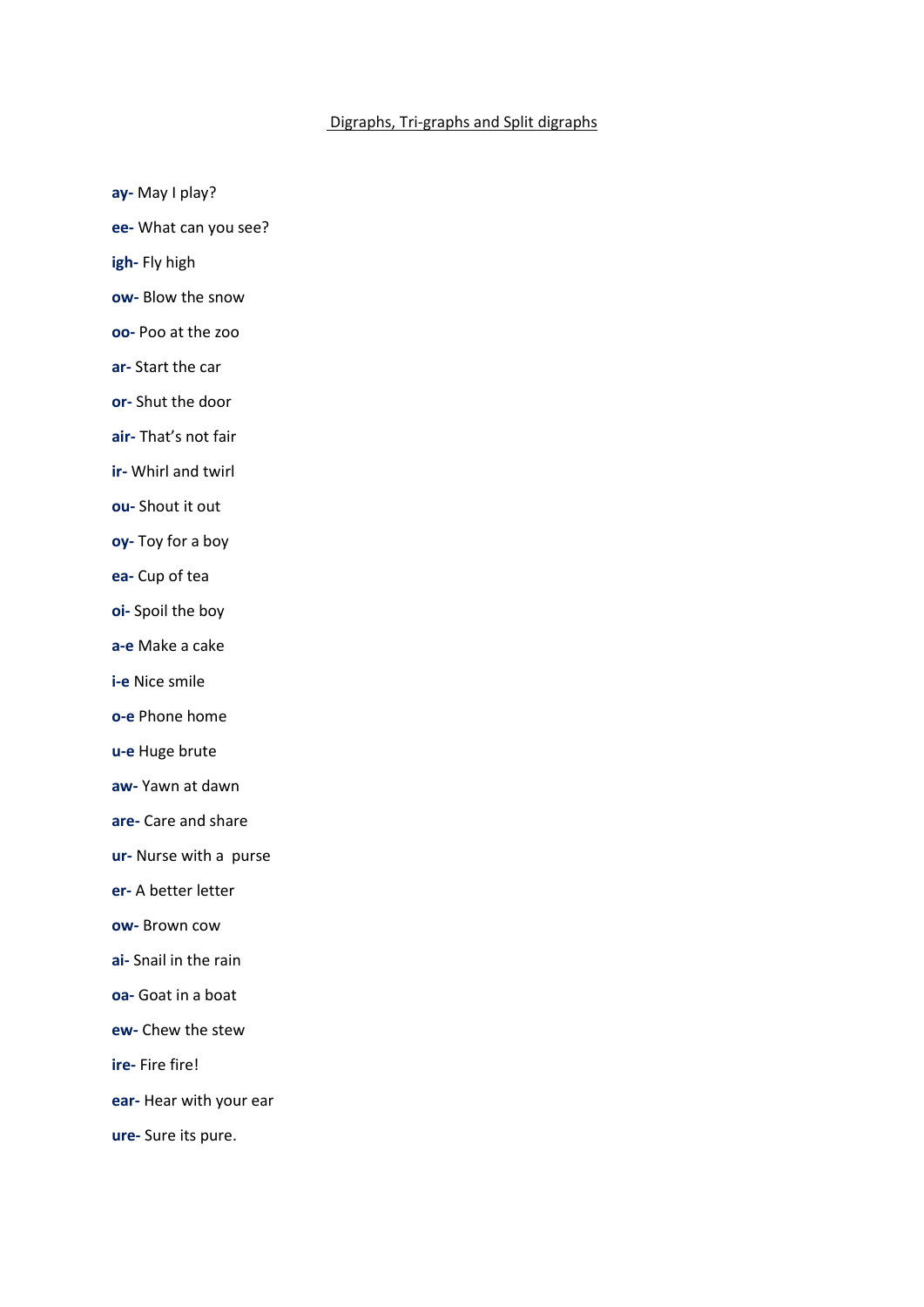Digraphs, Tri-graphs and Split digraphs

**ay-** May I play?

**ee-** What can you see?

**igh-** Fly high

**ow-** Blow the snow

**oo-** Poo at the zoo

**ar-** Start the car

**or-** Shut the door

**air-** That's not fair

**ir-** Whirl and twirl

**ou-** Shout it out

**oy-** Toy for a boy

**ea-** Cup of tea

**oi-** Spoil the boy

**a-e** Make a cake

**i-e** Nice smile

**o-e** Phone home

**u-e** Huge brute

**aw-** Yawn at dawn

**are-** Care and share

**ur-** Nurse with a purse

**er-** A better letter

**ow-** Brown cow

**ai-** Snail in the rain

**oa-** Goat in a boat

**ew-** Chew the stew

**ire-** Fire fire!

**ear-** Hear with your ear

**ure-** Sure its pure.